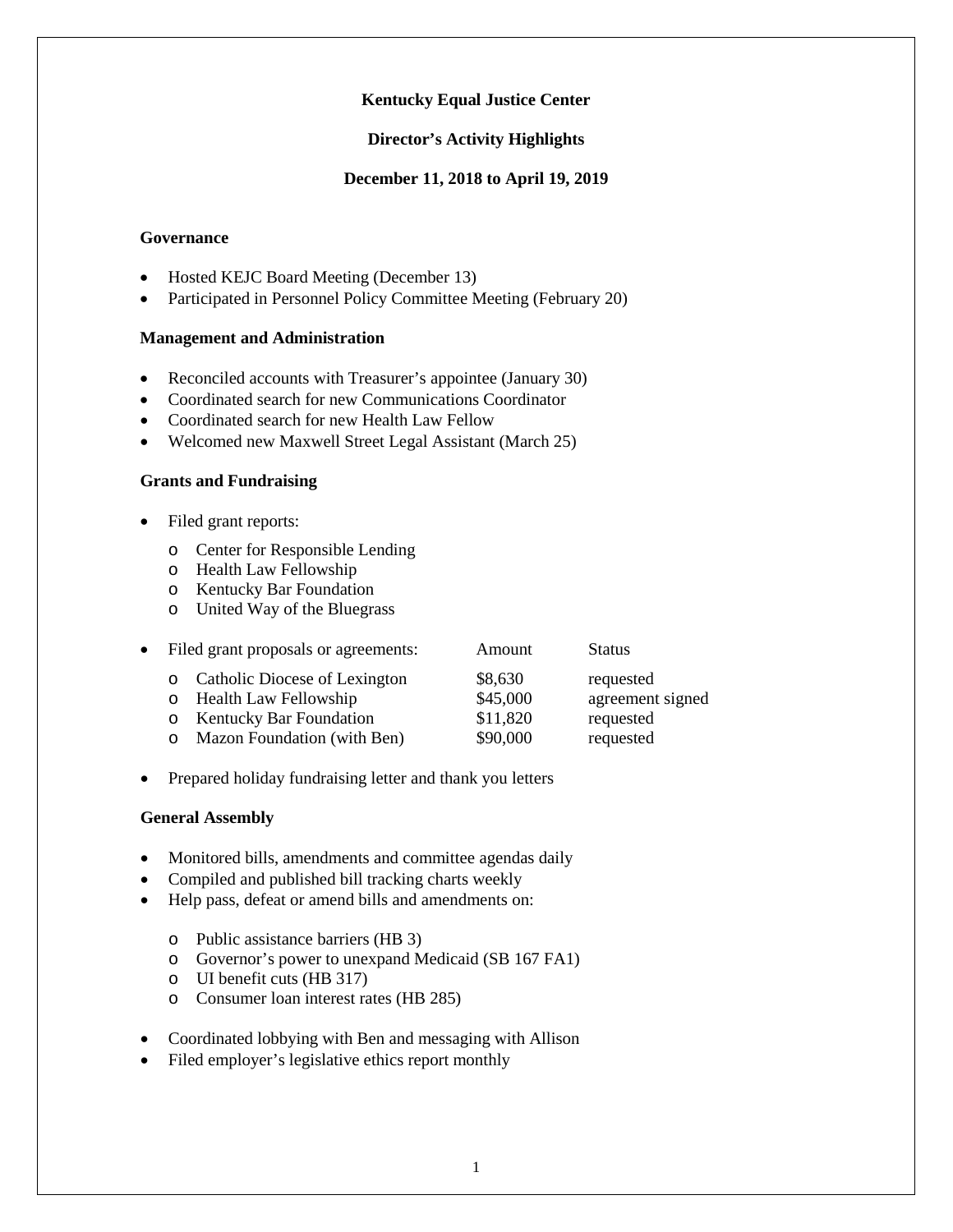**Kentucky Equal Justice Center**

**Director's Activity Highlights**

**December 11, 2018 to April 19, 2019**

### Governance

- Hosted KEJC Board Meeting (December 13)
- Participated in Personnel Policy Committee Meeting (February 20)

### Management and Administration

- Reconciled accounts with Treasurer's appointee (January 30)
- Coordinated search for new Communications Coordinator
- Coordinated search for new Health Law Fellow
- Welcomed new Maxwell Street Legal Assistant (March 25)

### Grants and Fundraising

- Filed grant reports:
  - Center for Responsible Lending
  - Health Law Fellowship
  - Kentucky Bar Foundation
  - United Way of the Bluegrass

- Filed grant proposals or agreements:

| | Amount | Status |
|---|---|---|
| Catholic Diocese of Lexington | $8,630 | requested |
| Health Law Fellowship | $45,000 | agreement signed |
| Kentucky Bar Foundation | $11,820 | requested |
| Mazon Foundation (with Ben) | $90,000 | requested |

- Prepared holiday fundraising letter and thank you letters

### General Assembly

- Monitored bills, amendments and committee agendas daily
- Compiled and published bill tracking charts weekly
- Help pass, defeat or amend bills and amendments on:
  - Public assistance barriers (HB 3)
  - Governor's power to unexpand Medicaid (SB 167 FA1)
  - UI benefit cuts (HB 317)
  - Consumer loan interest rates (HB 285)

- Coordinated lobbying with Ben and messaging with Allison
- Filed employer's legislative ethics report monthly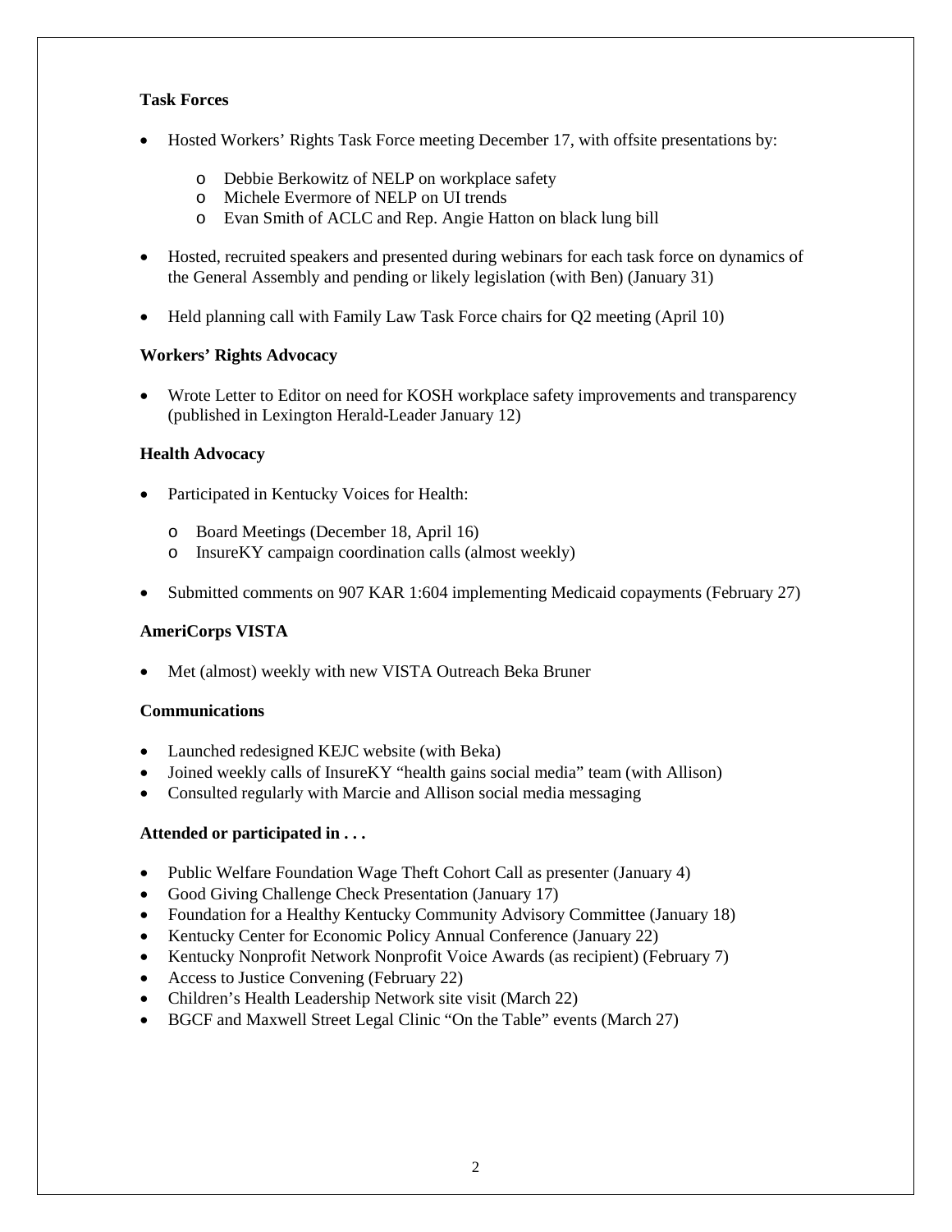**Task Forces**

- Hosted Workers' Rights Task Force meeting December 17, with offsite presentations by:
  - Debbie Berkowitz of NELP on workplace safety
  - Michele Evermore of NELP on UI trends
  - Evan Smith of ACLC and Rep. Angie Hatton on black lung bill
- Hosted, recruited speakers and presented during webinars for each task force on dynamics of the General Assembly and pending or likely legislation (with Ben) (January 31)
- Held planning call with Family Law Task Force chairs for Q2 meeting (April 10)

**Workers' Rights Advocacy**

- Wrote Letter to Editor on need for KOSH workplace safety improvements and transparency (published in Lexington Herald-Leader January 12)

**Health Advocacy**

- Participated in Kentucky Voices for Health:
  - Board Meetings (December 18, April 16)
  - InsureKY campaign coordination calls (almost weekly)
- Submitted comments on 907 KAR 1:604 implementing Medicaid copayments (February 27)

**AmeriCorps VISTA**

- Met (almost) weekly with new VISTA Outreach Beka Bruner

**Communications**

- Launched redesigned KEJC website (with Beka)
- Joined weekly calls of InsureKY "health gains social media" team (with Allison)
- Consulted regularly with Marcie and Allison social media messaging

**Attended or participated in . . .**

- Public Welfare Foundation Wage Theft Cohort Call as presenter (January 4)
- Good Giving Challenge Check Presentation (January 17)
- Foundation for a Healthy Kentucky Community Advisory Committee (January 18)
- Kentucky Center for Economic Policy Annual Conference (January 22)
- Kentucky Nonprofit Network Nonprofit Voice Awards (as recipient) (February 7)
- Access to Justice Convening (February 22)
- Children's Health Leadership Network site visit (March 22)
- BGCF and Maxwell Street Legal Clinic "On the Table" events (March 27)